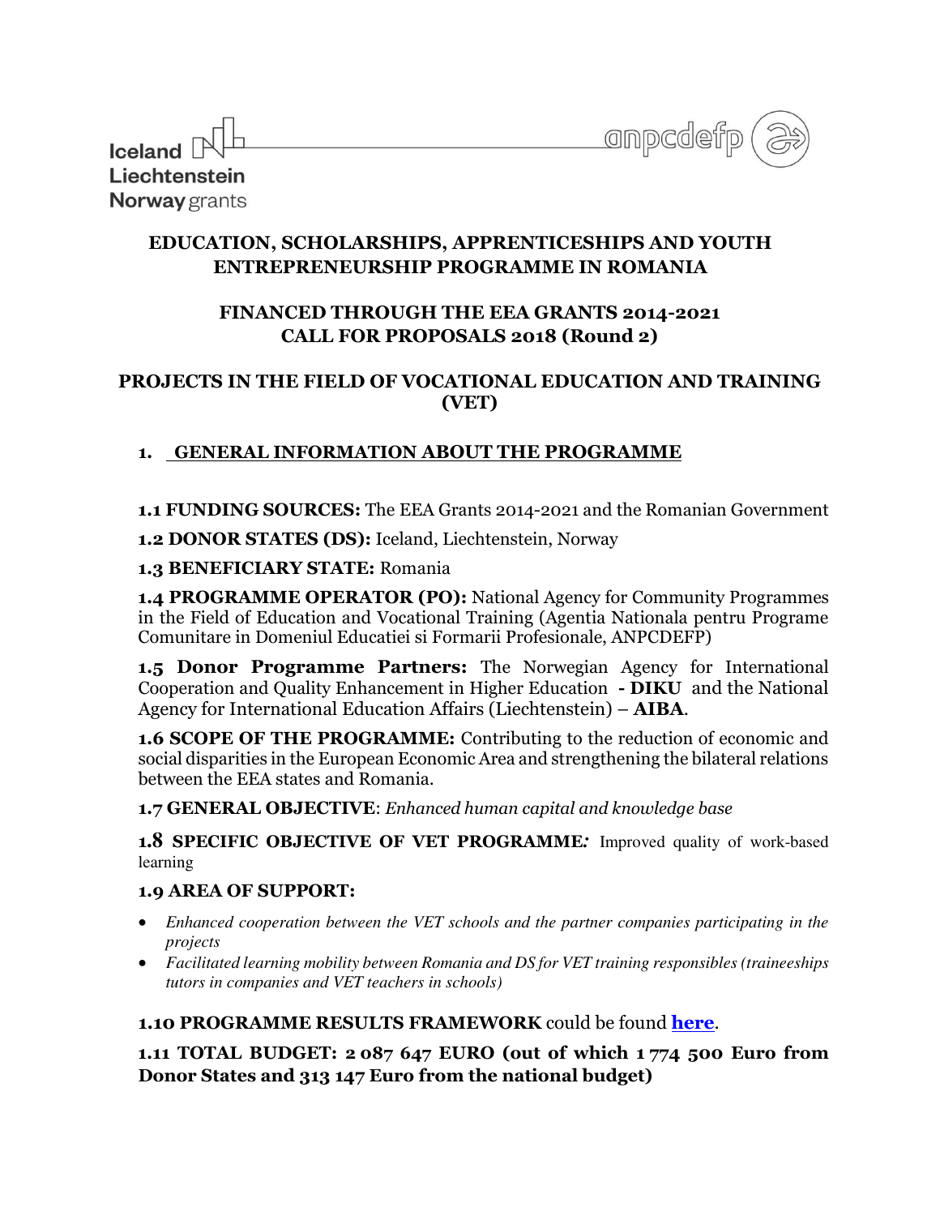Iceland Liechtenstein Norway grants

anpcdefp

# EDUCATION, SCHOLARSHIPS, APPRENTICESHIPS AND YOUTH ENTREPRENEURSHIP PROGRAMME IN ROMANIA

## FINANCED THROUGH THE EEA GRANTS 2014-2021 CALL FOR PROPOSALS 2018 (Round 2)

## PROJECTS IN THE FIELD OF VOCATIONAL EDUCATION AND TRAINING (VET)

### 1. GENERAL INFORMATION ABOUT THE PROGRAMME

**1.1 FUNDING SOURCES:** The EEA Grants 2014-2021 and the Romanian Government

**1.2 DONOR STATES (DS):** Iceland, Liechtenstein, Norway

**1.3 BENEFICIARY STATE:** Romania

**1.4 PROGRAMME OPERATOR (PO):** National Agency for Community Programmes in the Field of Education and Vocational Training (Agentia Nationala pentru Programe Comunitare in Domeniul Educatiei si Formarii Profesionale, ANPCDEFP)

**1.5 Donor Programme Partners:** The Norwegian Agency for International Cooperation and Quality Enhancement in Higher Education **- DIKU** and the National Agency for International Education Affairs (Liechtenstein) – **AIBA**.

**1.6 SCOPE OF THE PROGRAMME:** Contributing to the reduction of economic and social disparities in the European Economic Area and strengthening the bilateral relations between the EEA states and Romania.

**1.7 GENERAL OBJECTIVE**: *Enhanced human capital and knowledge base*

**1.8 SPECIFIC OBJECTIVE OF VET PROGRAMME*:*** Improved quality of work-based learning

**1.9 AREA OF SUPPORT:**

- *Enhanced cooperation between the VET schools and the partner companies participating in the projects*
- *Facilitated learning mobility between Romania and DS for VET training responsibles (traineeships tutors in companies and VET teachers in schools)*

**1.10 PROGRAMME RESULTS FRAMEWORK** could be found **here**.

**1.11 TOTAL BUDGET: 2 087 647 EURO (out of which 1 774 500 Euro from Donor States and 313 147 Euro from the national budget)**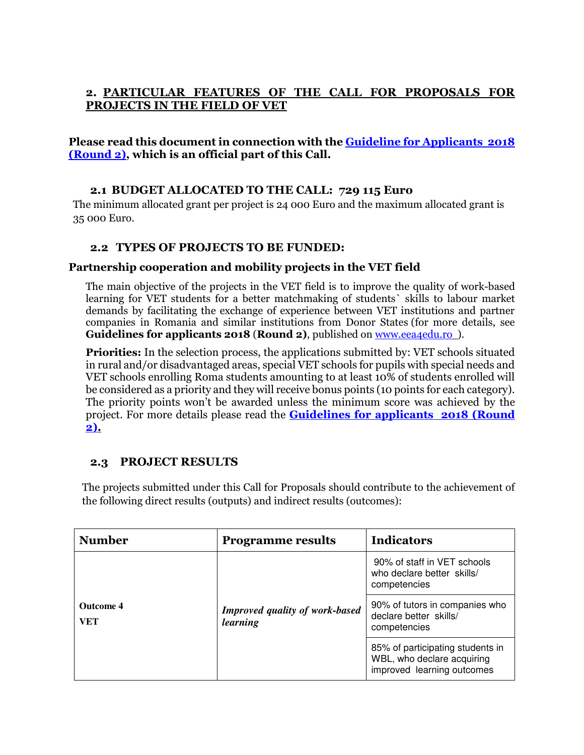## 2. PARTICULAR FEATURES OF THE CALL FOR PROPOSALS FOR PROJECTS IN THE FIELD OF VET

**Please read this document in connection with the [Guideline for Applicants 2018 (Round 2)](), which is an official part of this Call.**

### 2.1 BUDGET ALLOCATED TO THE CALL: 729 115 Euro

The minimum allocated grant per project is 24 000 Euro and the maximum allocated grant is 35 000 Euro.

### 2.2 TYPES OF PROJECTS TO BE FUNDED:

**Partnership cooperation and mobility projects in the VET field**

The main objective of the projects in the VET field is to improve the quality of work-based learning for VET students for a better matchmaking of students` skills to labour market demands by facilitating the exchange of experience between VET institutions and partner companies in Romania and similar institutions from Donor States (for more details, see **Guidelines for applicants 2018** (**Round 2)**, published on [www.eea4edu.ro](www.eea4edu.ro) ).

**Priorities:** In the selection process, the applications submitted by: VET schools situated in rural and/or disadvantaged areas, special VET schools for pupils with special needs and VET schools enrolling Roma students amounting to at least 10% of students enrolled will be considered as a priority and they will receive bonus points (10 points for each category). The priority points won't be awarded unless the minimum score was achieved by the project. For more details please read the **[Guidelines for applicants 2018 (Round 2).]()**

### 2.3 PROJECT RESULTS

The projects submitted under this Call for Proposals should contribute to the achievement of the following direct results (outputs) and indirect results (outcomes):

| Number | Programme results | Indicators |
| --- | --- | --- |
| **Outcome 4 VET** | ***Improved quality of work-based learning*** | 90% of staff in VET schools who declare better skills/ competencies |
| | | 90% of tutors in companies who declare better skills/ competencies |
| | | 85% of participating students in WBL, who declare acquiring improved learning outcomes |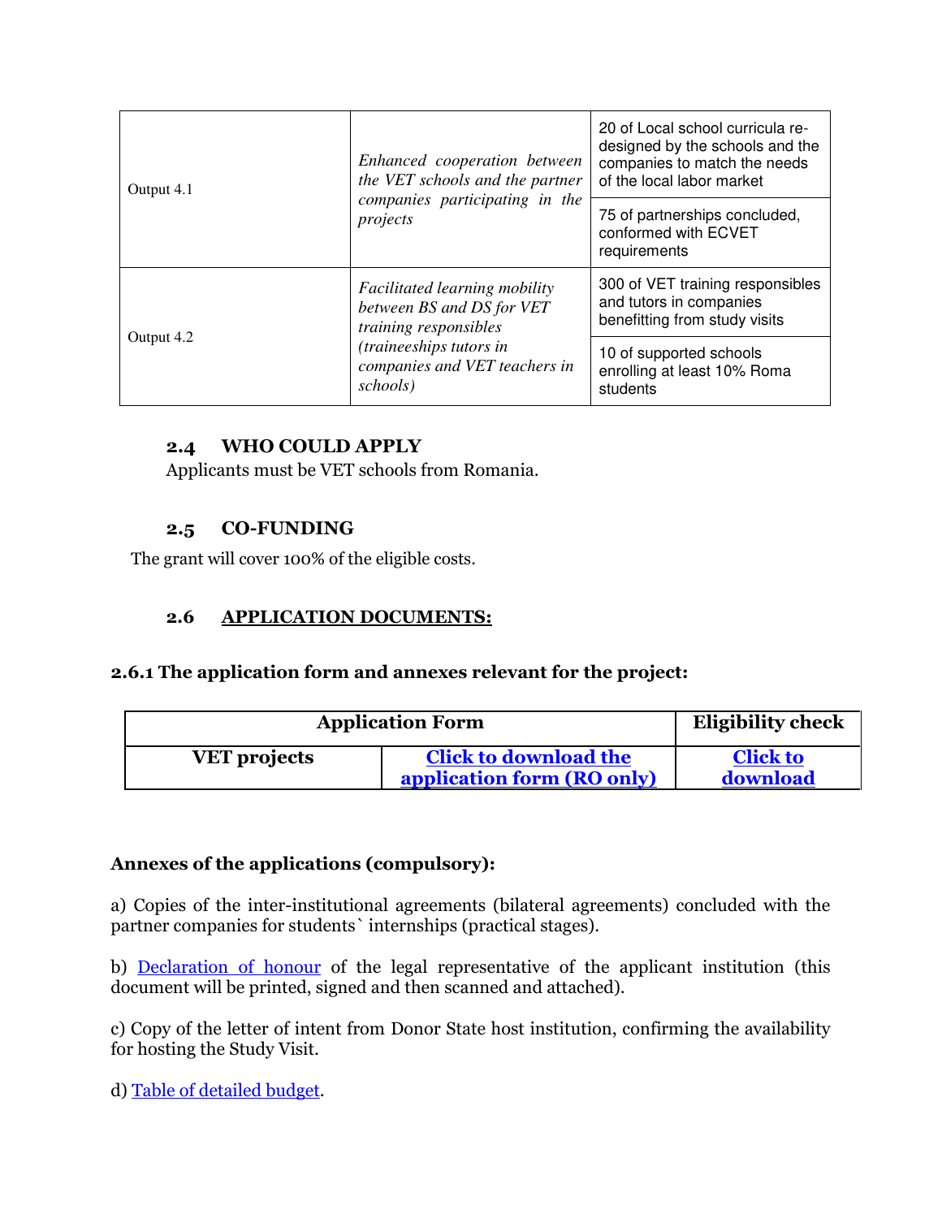| | | |
|---|---|---|
| Output 4.1 | *Enhanced cooperation between the VET schools and the partner companies participating in the projects* | 20 of Local school curricula re-designed by the schools and the companies to match the needs of the local labor market |
| | | 75 of partnerships concluded, conformed with ECVET requirements |
| Output 4.2 | *Facilitated learning mobility between BS and DS for VET training responsibles (traineeships tutors in companies and VET teachers in schools)* | 300 of VET training responsibles and tutors in companies benefitting from study visits |
| | | 10 of supported schools enrolling at least 10% Roma students |

### 2.4 WHO COULD APPLY

Applicants must be VET schools from Romania.

### 2.5 CO-FUNDING

The grant will cover 100% of the eligible costs.

### 2.6 APPLICATION DOCUMENTS:

#### 2.6.1 The application form and annexes relevant for the project:

| Application Form | | Eligibility check |
|---|---|---|
| **VET projects** | **Click to download the application form (RO only)** | **Click to download** |

**Annexes of the applications (compulsory):**

a) Copies of the inter-institutional agreements (bilateral agreements) concluded with the partner companies for students` internships (practical stages).

b) Declaration of honour of the legal representative of the applicant institution (this document will be printed, signed and then scanned and attached).

c) Copy of the letter of intent from Donor State host institution, confirming the availability for hosting the Study Visit.

d) Table of detailed budget.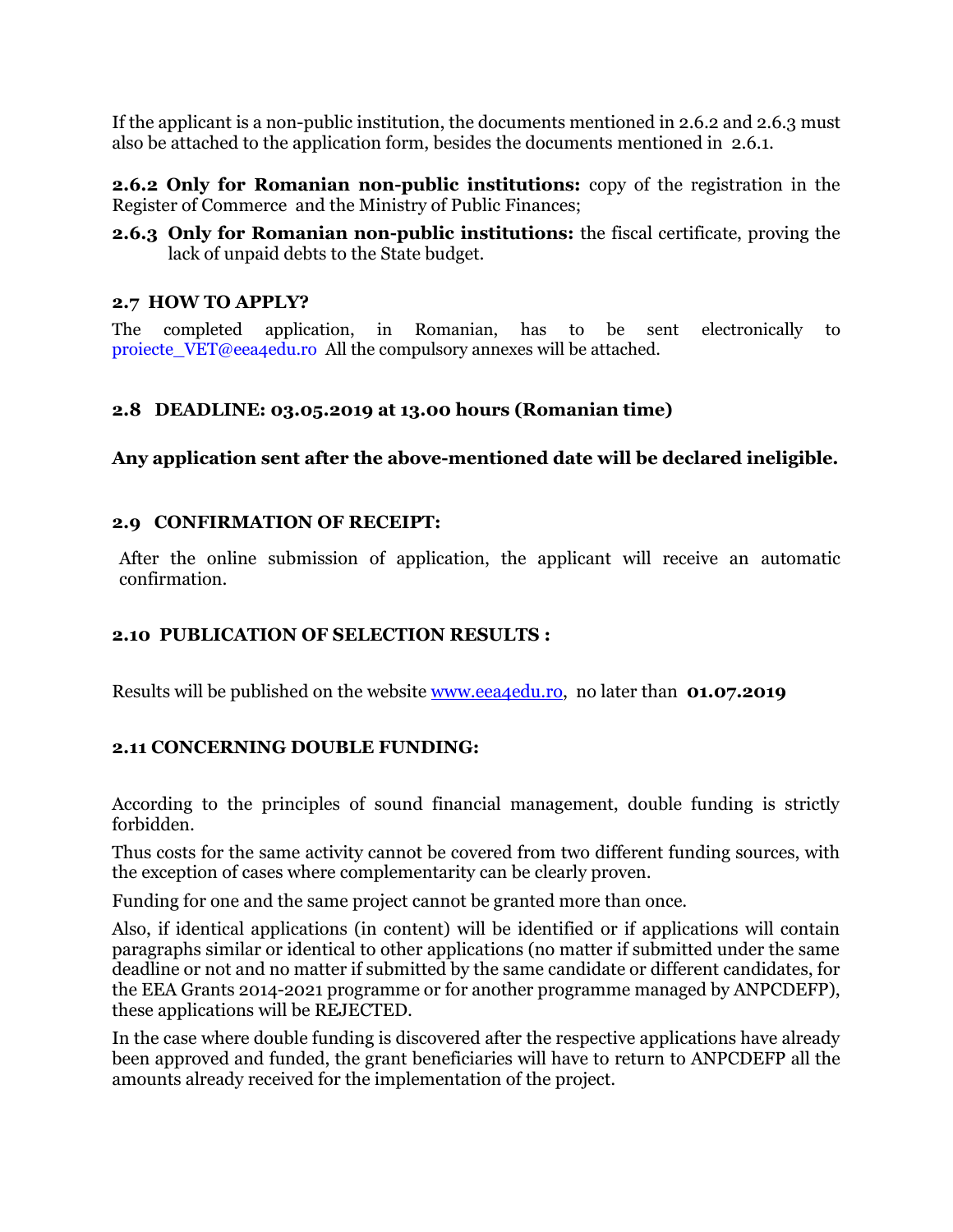If the applicant is a non-public institution, the documents mentioned in 2.6.2 and 2.6.3 must also be attached to the application form, besides the documents mentioned in 2.6.1.

**2.6.2 Only for Romanian non-public institutions:** copy of the registration in the Register of Commerce and the Ministry of Public Finances;

**2.6.3 Only for Romanian non-public institutions:** the fiscal certificate, proving the lack of unpaid debts to the State budget.

### 2.7 HOW TO APPLY?

The completed application, in Romanian, has to be sent electronically to proiecte_VET@eea4edu.ro All the compulsory annexes will be attached.

### 2.8 DEADLINE: 03.05.2019 at 13.00 hours (Romanian time)

**Any application sent after the above-mentioned date will be declared ineligible.**

### 2.9 CONFIRMATION OF RECEIPT:

After the online submission of application, the applicant will receive an automatic confirmation.

### 2.10 PUBLICATION OF SELECTION RESULTS :

Results will be published on the website www.eea4edu.ro, no later than **01.07.2019**

### 2.11 CONCERNING DOUBLE FUNDING:

According to the principles of sound financial management, double funding is strictly forbidden.

Thus costs for the same activity cannot be covered from two different funding sources, with the exception of cases where complementarity can be clearly proven.

Funding for one and the same project cannot be granted more than once.

Also, if identical applications (in content) will be identified or if applications will contain paragraphs similar or identical to other applications (no matter if submitted under the same deadline or not and no matter if submitted by the same candidate or different candidates, for the EEA Grants 2014-2021 programme or for another programme managed by ANPCDEFP), these applications will be REJECTED.

In the case where double funding is discovered after the respective applications have already been approved and funded, the grant beneficiaries will have to return to ANPCDEFP all the amounts already received for the implementation of the project.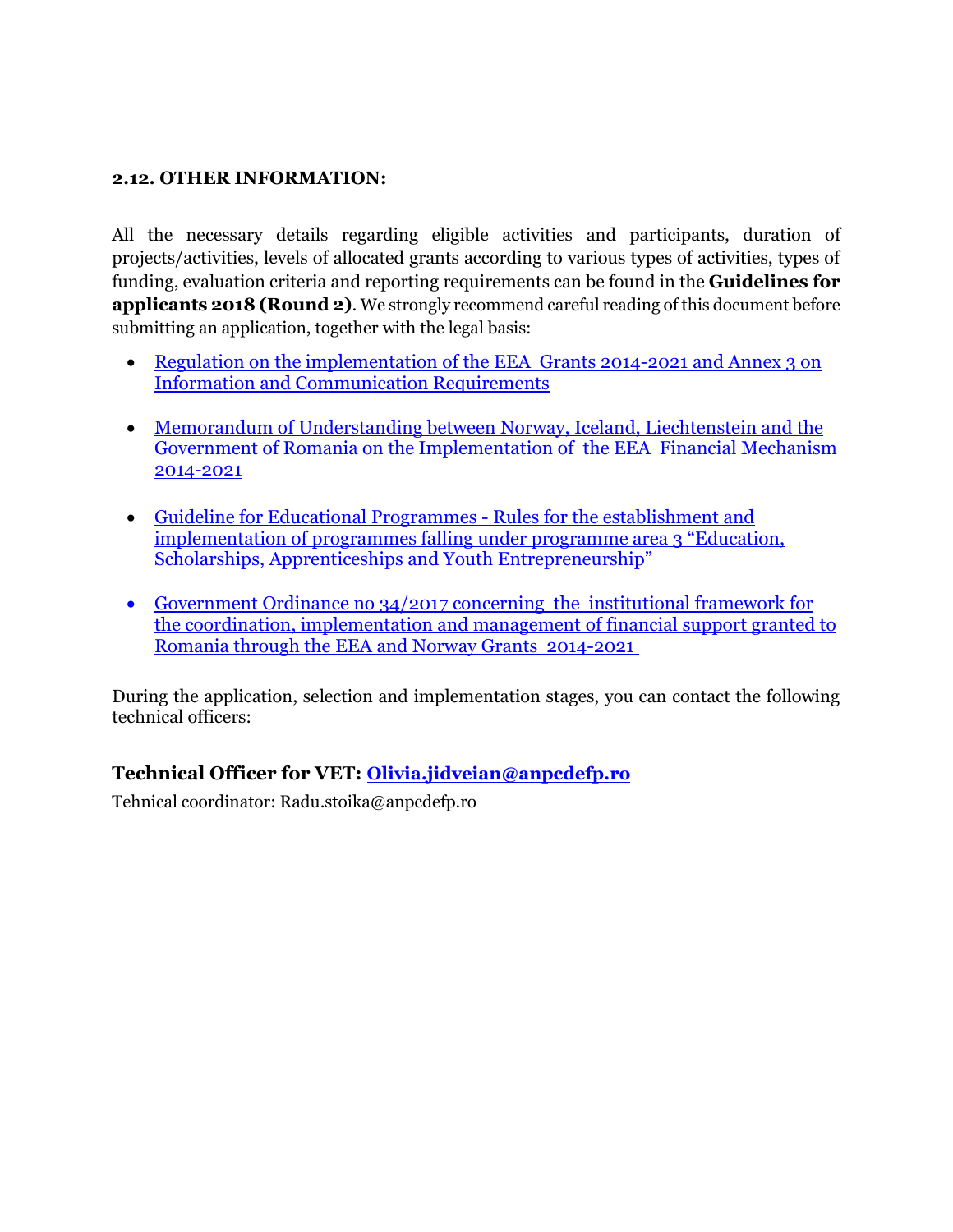**2.12. OTHER INFORMATION:**

All the necessary details regarding eligible activities and participants, duration of projects/activities, levels of allocated grants according to various types of activities, types of funding, evaluation criteria and reporting requirements can be found in the **Guidelines for applicants 2018 (Round 2)**. We strongly recommend careful reading of this document before submitting an application, together with the legal basis:

- Regulation on the implementation of the EEA Grants 2014-2021 and Annex 3 on Information and Communication Requirements
- Memorandum of Understanding between Norway, Iceland, Liechtenstein and the Government of Romania on the Implementation of the EEA Financial Mechanism 2014-2021
- Guideline for Educational Programmes - Rules for the establishment and implementation of programmes falling under programme area 3 "Education, Scholarships, Apprenticeships and Youth Entrepreneurship"
- Government Ordinance no 34/2017 concerning the institutional framework for the coordination, implementation and management of financial support granted to Romania through the EEA and Norway Grants 2014-2021

During the application, selection and implementation stages, you can contact the following technical officers:

### Technical Officer for VET: Olivia.jidveian@anpcdefp.ro

Tehnical coordinator: Radu.stoika@anpcdefp.ro